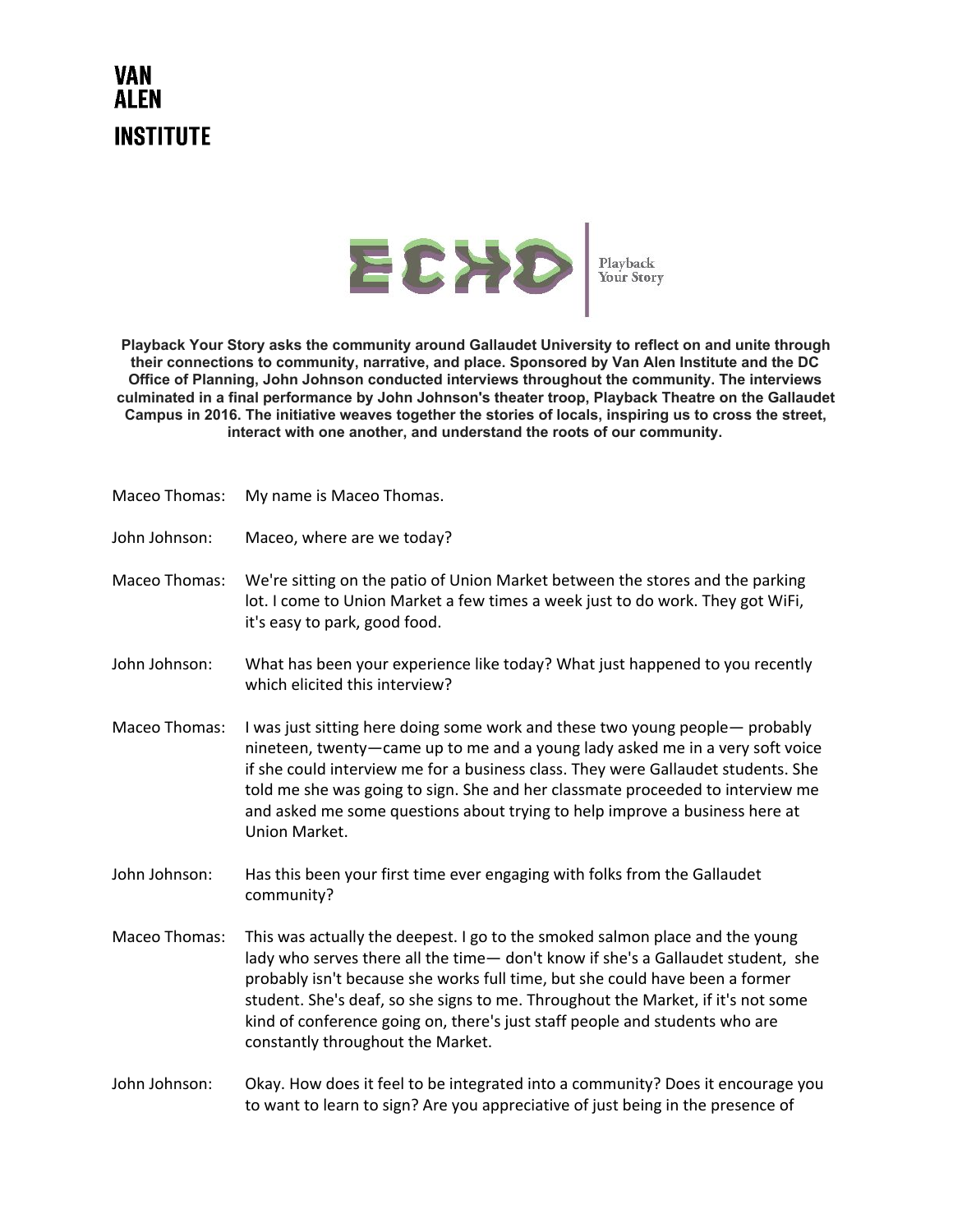# VAN ALEN INSTITUTE

## ECHO | Playback Your Story

**Playback Your Story asks the community around Gallaudet University to reflect on and unite through their connections to community, narrative, and place. Sponsored by Van Alen Institute and the DC Office of Planning, John Johnson conducted interviews throughout the community. The interviews culminated in a final performance by John Johnson's theater troop, Playback Theatre on the Gallaudet Campus in 2016. The initiative weaves together the stories of locals, inspiring us to cross the street, interact with one another, and understand the roots of our community.**

Maceo Thomas: My name is Maceo Thomas.

John Johnson: Maceo, where are we today?

Maceo Thomas: We're sitting on the patio of Union Market between the stores and the parking lot. I come to Union Market a few times a week just to do work. They got WiFi, it's easy to park, good food.

John Johnson: What has been your experience like today? What just happened to you recently which elicited this interview?

Maceo Thomas: I was just sitting here doing some work and these two young people— probably nineteen, twenty—came up to me and a young lady asked me in a very soft voice if she could interview me for a business class. They were Gallaudet students. She told me she was going to sign. She and her classmate proceeded to interview me and asked me some questions about trying to help improve a business here at Union Market.

John Johnson: Has this been your first time ever engaging with folks from the Gallaudet community?

Maceo Thomas: This was actually the deepest. I go to the smoked salmon place and the young lady who serves there all the time— don't know if she's a Gallaudet student, she probably isn't because she works full time, but she could have been a former student. She's deaf, so she signs to me. Throughout the Market, if it's not some kind of conference going on, there's just staff people and students who are constantly throughout the Market.

John Johnson: Okay. How does it feel to be integrated into a community? Does it encourage you to want to learn to sign? Are you appreciative of just being in the presence of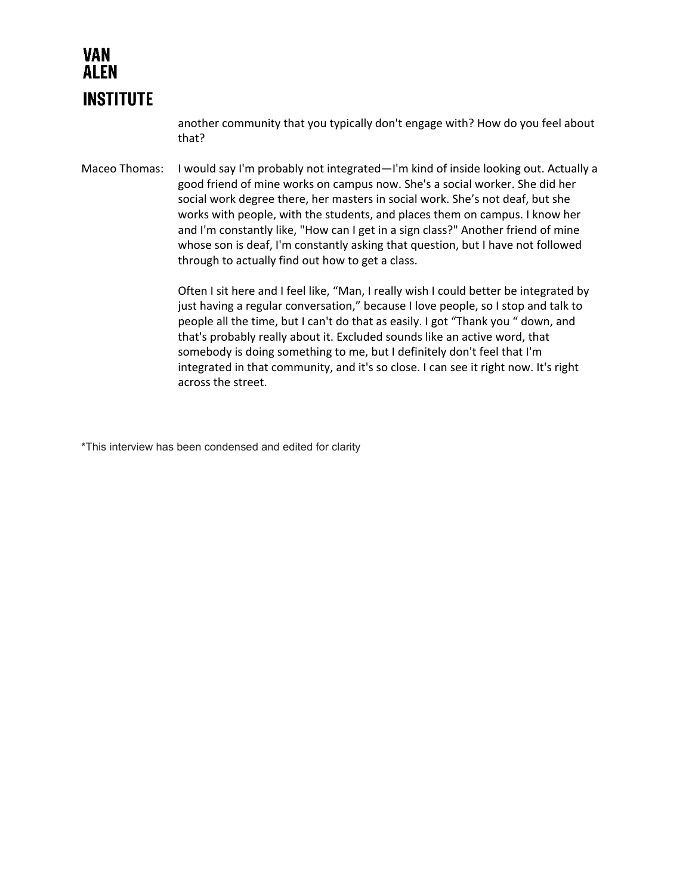another community that you typically don't engage with? How do you feel about that?

Maceo Thomas: I would say I'm probably not integrated—I'm kind of inside looking out. Actually a good friend of mine works on campus now. She's a social worker. She did her social work degree there, her masters in social work. She's not deaf, but she works with people, with the students, and places them on campus. I know her and I'm constantly like, "How can I get in a sign class?" Another friend of mine whose son is deaf, I'm constantly asking that question, but I have not followed through to actually find out how to get a class.

Often I sit here and I feel like, "Man, I really wish I could better be integrated by just having a regular conversation," because I love people, so I stop and talk to people all the time, but I can't do that as easily. I got "Thank you " down, and that's probably really about it. Excluded sounds like an active word, that somebody is doing something to me, but I definitely don't feel that I'm integrated in that community, and it's so close. I can see it right now. It's right across the street.

*This interview has been condensed and edited for clarity